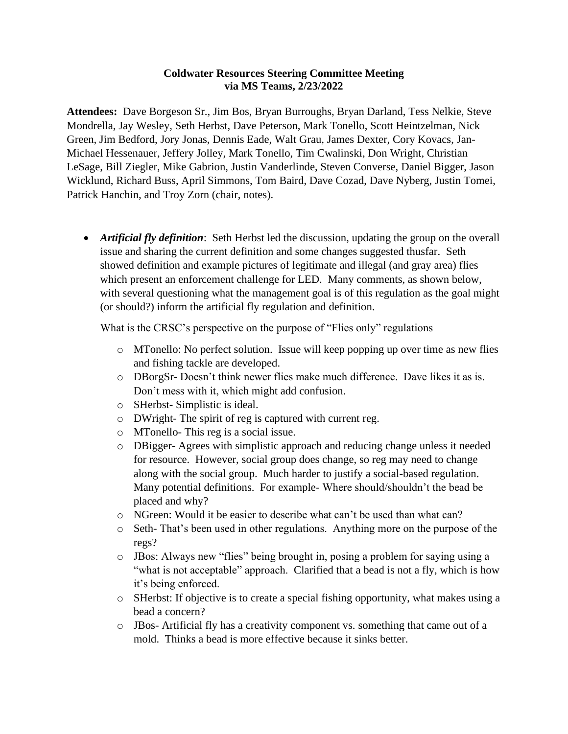**Coldwater Resources Steering Committee Meeting**
**via MS Teams, 2/23/2022**

**Attendees:** Dave Borgeson Sr., Jim Bos, Bryan Burroughs, Bryan Darland, Tess Nelkie, Steve Mondrella, Jay Wesley, Seth Herbst, Dave Peterson, Mark Tonello, Scott Heintzelman, Nick Green, Jim Bedford, Jory Jonas, Dennis Eade, Walt Grau, James Dexter, Cory Kovacs, Jan-Michael Hessenauer, Jeffery Jolley, Mark Tonello, Tim Cwalinski, Don Wright, Christian LeSage, Bill Ziegler, Mike Gabrion, Justin Vanderlinde, Steven Converse, Daniel Bigger, Jason Wicklund, Richard Buss, April Simmons, Tom Baird, Dave Cozad, Dave Nyberg, Justin Tomei, Patrick Hanchin, and Troy Zorn (chair, notes).

- ***Artificial fly definition***: Seth Herbst led the discussion, updating the group on the overall issue and sharing the current definition and some changes suggested thusfar. Seth showed definition and example pictures of legitimate and illegal (and gray area) flies which present an enforcement challenge for LED. Many comments, as shown below, with several questioning what the management goal is of this regulation as the goal might (or should?) inform the artificial fly regulation and definition.

  What is the CRSC's perspective on the purpose of "Flies only" regulations

  - MTonello: No perfect solution. Issue will keep popping up over time as new flies and fishing tackle are developed.
  - DBorgSr- Doesn't think newer flies make much difference. Dave likes it as is. Don't mess with it, which might add confusion.
  - SHerbst- Simplistic is ideal.
  - DWright- The spirit of reg is captured with current reg.
  - MTonello- This reg is a social issue.
  - DBigger- Agrees with simplistic approach and reducing change unless it needed for resource. However, social group does change, so reg may need to change along with the social group. Much harder to justify a social-based regulation. Many potential definitions. For example- Where should/shouldn't the bead be placed and why?
  - NGreen: Would it be easier to describe what can't be used than what can?
  - Seth- That's been used in other regulations. Anything more on the purpose of the regs?
  - JBos: Always new "flies" being brought in, posing a problem for saying using a "what is not acceptable" approach. Clarified that a bead is not a fly, which is how it's being enforced.
  - SHerbst: If objective is to create a special fishing opportunity, what makes using a bead a concern?
  - JBos- Artificial fly has a creativity component vs. something that came out of a mold. Thinks a bead is more effective because it sinks better.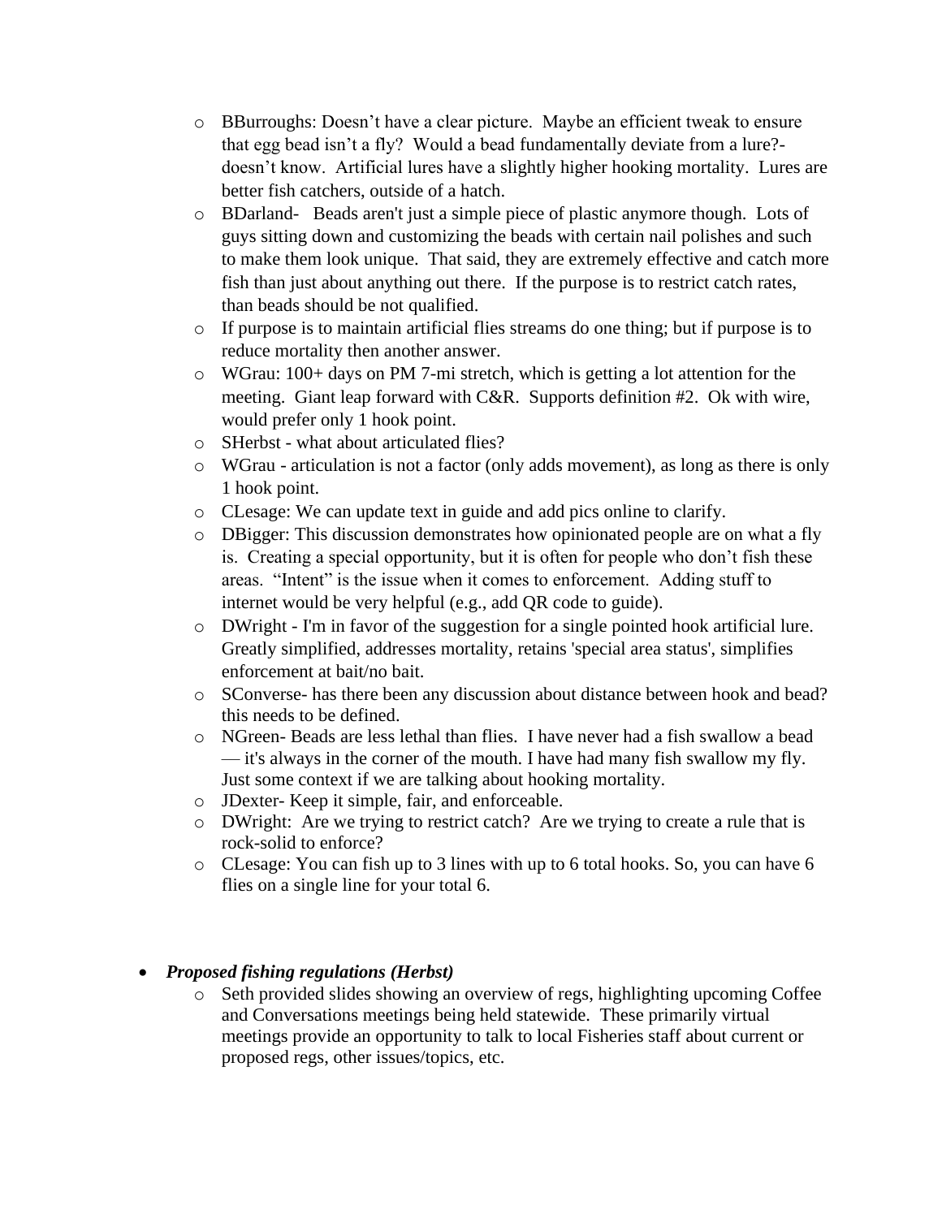- BBurroughs: Doesn't have a clear picture. Maybe an efficient tweak to ensure that egg bead isn't a fly? Would a bead fundamentally deviate from a lure?- doesn't know. Artificial lures have a slightly higher hooking mortality. Lures are better fish catchers, outside of a hatch.
- BDarland- Beads aren't just a simple piece of plastic anymore though. Lots of guys sitting down and customizing the beads with certain nail polishes and such to make them look unique. That said, they are extremely effective and catch more fish than just about anything out there. If the purpose is to restrict catch rates, than beads should be not qualified.
- If purpose is to maintain artificial flies streams do one thing; but if purpose is to reduce mortality then another answer.
- WGrau: 100+ days on PM 7-mi stretch, which is getting a lot attention for the meeting. Giant leap forward with C&R. Supports definition #2. Ok with wire, would prefer only 1 hook point.
- SHerbst - what about articulated flies?
- WGrau - articulation is not a factor (only adds movement), as long as there is only 1 hook point.
- CLesage: We can update text in guide and add pics online to clarify.
- DBigger: This discussion demonstrates how opinionated people are on what a fly is. Creating a special opportunity, but it is often for people who don't fish these areas. "Intent" is the issue when it comes to enforcement. Adding stuff to internet would be very helpful (e.g., add QR code to guide).
- DWright - I'm in favor of the suggestion for a single pointed hook artificial lure. Greatly simplified, addresses mortality, retains 'special area status', simplifies enforcement at bait/no bait.
- SConverse- has there been any discussion about distance between hook and bead? this needs to be defined.
- NGreen- Beads are less lethal than flies. I have never had a fish swallow a bead — it's always in the corner of the mouth. I have had many fish swallow my fly. Just some context if we are talking about hooking mortality.
- JDexter- Keep it simple, fair, and enforceable.
- DWright: Are we trying to restrict catch? Are we trying to create a rule that is rock-solid to enforce?
- CLesage: You can fish up to 3 lines with up to 6 total hooks. So, you can have 6 flies on a single line for your total 6.

- ***Proposed fishing regulations (Herbst)***
  - Seth provided slides showing an overview of regs, highlighting upcoming Coffee and Conversations meetings being held statewide. These primarily virtual meetings provide an opportunity to talk to local Fisheries staff about current or proposed regs, other issues/topics, etc.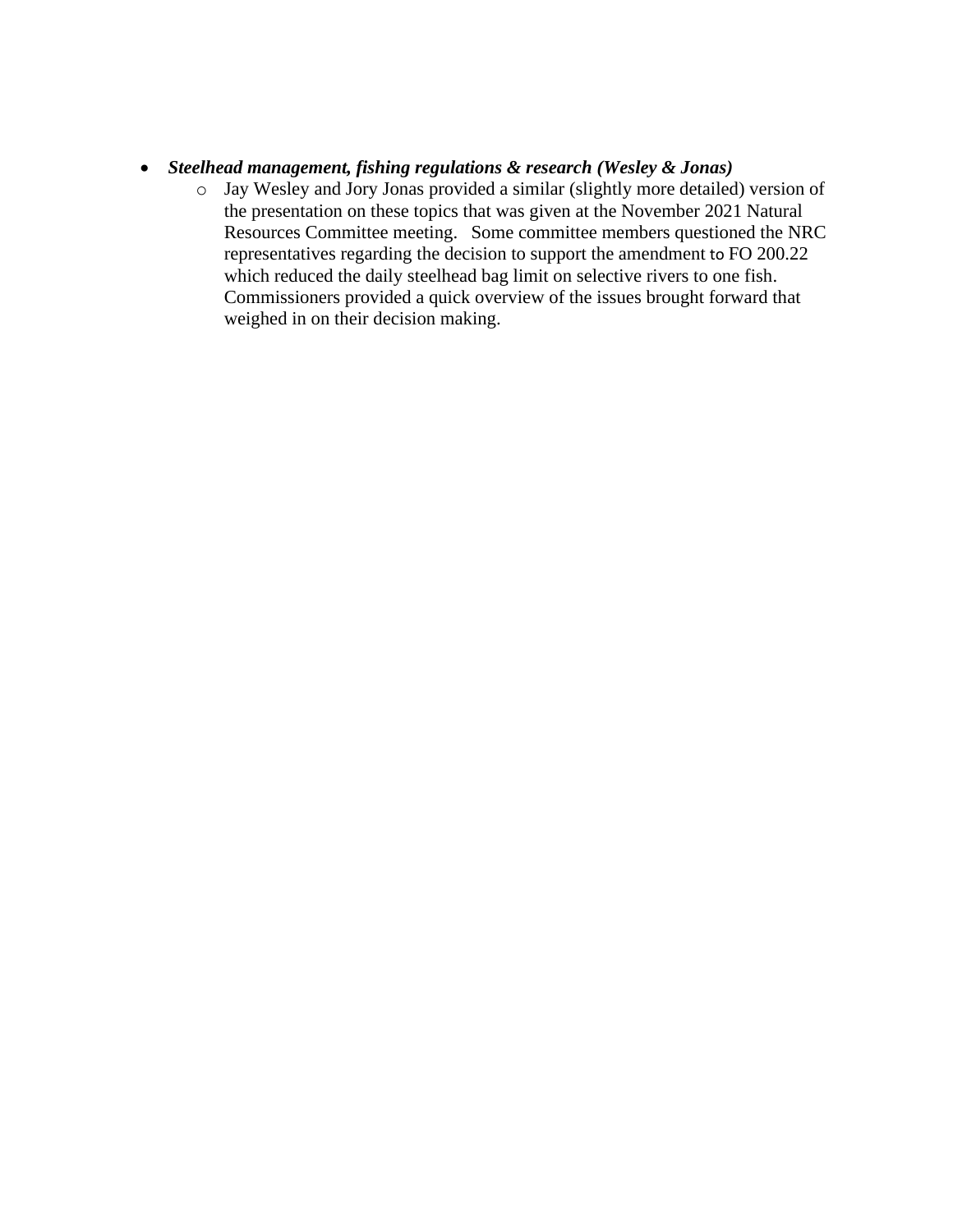- ***Steelhead management, fishing regulations & research (Wesley & Jonas)***
  - Jay Wesley and Jory Jonas provided a similar (slightly more detailed) version of the presentation on these topics that was given at the November 2021 Natural Resources Committee meeting. Some committee members questioned the NRC representatives regarding the decision to support the amendment to FO 200.22 which reduced the daily steelhead bag limit on selective rivers to one fish. Commissioners provided a quick overview of the issues brought forward that weighed in on their decision making.